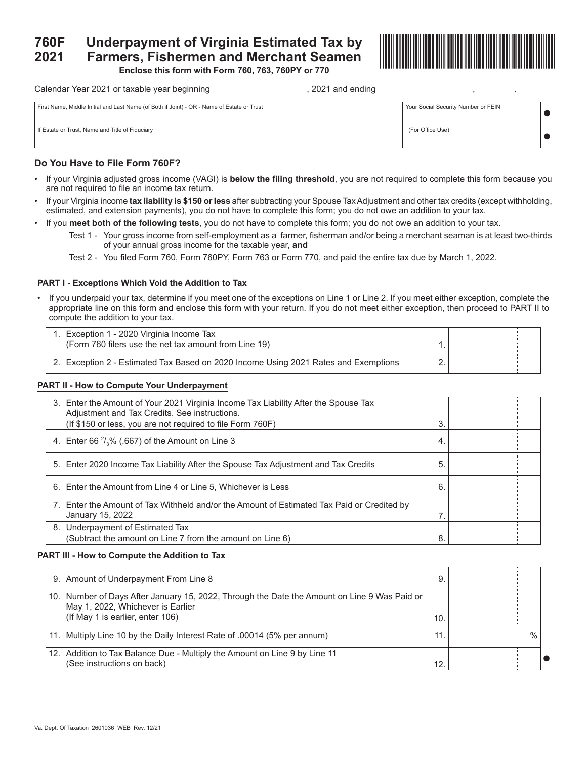# 760F 2021 Underpayment of Virginia Estimated Tax by Farmers, Fishermen and Merchant Seamen

**Enclose this form with Form 760, 763, 760PY or 770**

Calendar Year 2021 or taxable year beginning ____________, 2021 and ending ____________, ______.

| First Name, Middle Initial and Last Name (of Both if Joint) - OR - Name of Estate or Trust | Your Social Security Number or FEIN |
|---|---|
| If Estate or Trust, Name and Title of Fiduciary | (For Office Use) |

## Do You Have to File Form 760F?

- If your Virginia adjusted gross income (VAGI) is **below the filing threshold**, you are not required to complete this form because you are not required to file an income tax return.
- If your Virginia income **tax liability is $150 or less** after subtracting your Spouse Tax Adjustment and other tax credits (except withholding, estimated, and extension payments), you do not have to complete this form; you do not owe an addition to your tax.
- If you **meet both of the following tests**, you do not have to complete this form; you do not owe an addition to your tax.
  - Test 1 - Your gross income from self-employment as a farmer, fisherman and/or being a merchant seaman is at least two-thirds of your annual gross income for the taxable year, **and**
  - Test 2 - You filed Form 760, Form 760PY, Form 763 or Form 770, and paid the entire tax due by March 1, 2022.

### PART I - Exceptions Which Void the Addition to Tax

- If you underpaid your tax, determine if you meet one of the exceptions on Line 1 or Line 2. If you meet either exception, complete the appropriate line on this form and enclose this form with your return. If you do not meet either exception, then proceed to PART II to compute the addition to your tax.

| | | |
|---|---|---|
| 1. Exception 1 - 2020 Virginia Income Tax (Form 760 filers use the net tax amount from Line 19) | 1. | |
| 2. Exception 2 - Estimated Tax Based on 2020 Income Using 2021 Rates and Exemptions | 2. | |

### PART II - How to Compute Your Underpayment

| | | |
|---|---|---|
| 3. Enter the Amount of Your 2021 Virginia Income Tax Liability After the Spouse Tax Adjustment and Tax Credits. See instructions. (If $150 or less, you are not required to file Form 760F) | 3. | |
| 4. Enter 66 $^{2}/_{3}$% (.667) of the Amount on Line 3 | 4. | |
| 5. Enter 2020 Income Tax Liability After the Spouse Tax Adjustment and Tax Credits | 5. | |
| 6. Enter the Amount from Line 4 or Line 5, Whichever is Less | 6. | |
| 7. Enter the Amount of Tax Withheld and/or the Amount of Estimated Tax Paid or Credited by January 15, 2022 | 7. | |
| 8. Underpayment of Estimated Tax (Subtract the amount on Line 7 from the amount on Line 6) | 8. | |

### PART III - How to Compute the Addition to Tax

| | | |
|---|---|---|
| 9. Amount of Underpayment From Line 8 | 9. | |
| 10. Number of Days After January 15, 2022, Through the Date the Amount on Line 9 Was Paid or May 1, 2022, Whichever is Earlier (If May 1 is earlier, enter 106) | 10. | |
| 11. Multiply Line 10 by the Daily Interest Rate of .00014 (5% per annum) | 11. | % |
| 12. Addition to Tax Balance Due - Multiply the Amount on Line 9 by Line 11 (See instructions on back) | 12. | |

Va. Dept. Of Taxation 2601036 WEB Rev. 12/21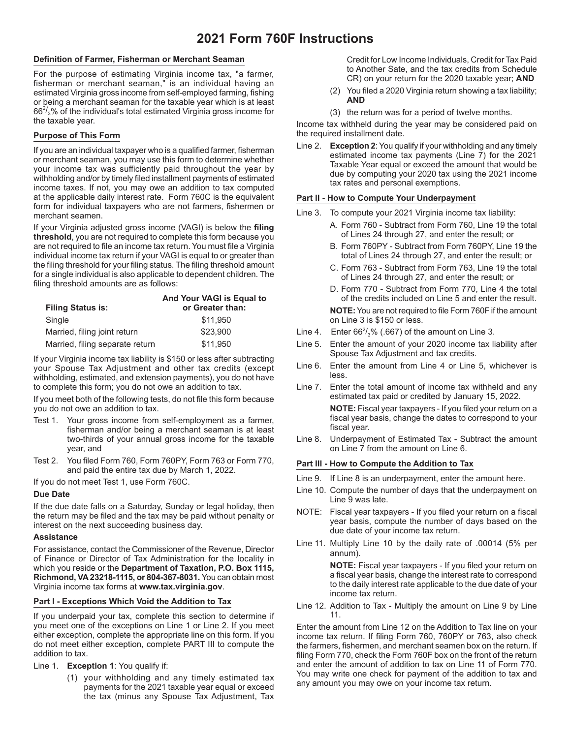# 2021 Form 760F Instructions

## Definition of Farmer, Fisherman or Merchant Seaman

For the purpose of estimating Virginia income tax, "a farmer, fisherman or merchant seaman," is an individual having an estimated Virginia gross income from self-employed farming, fishing or being a merchant seaman for the taxable year which is at least $66^2/_3$% of the individual's total estimated Virginia gross income for the taxable year.

## Purpose of This Form

If you are an individual taxpayer who is a qualified farmer, fisherman or merchant seaman, you may use this form to determine whether your income tax was sufficiently paid throughout the year by withholding and/or by timely filed installment payments of estimated income taxes. If not, you may owe an addition to tax computed at the applicable daily interest rate. Form 760C is the equivalent form for individual taxpayers who are not farmers, fishermen or merchant seamen.

If your Virginia adjusted gross income (VAGI) is below the **filing threshold**, you are not required to complete this form because you are not required to file an income tax return. You must file a Virginia individual income tax return if your VAGI is equal to or greater than the filing threshold for your filing status. The filing threshold amount for a single individual is also applicable to dependent children. The filing threshold amounts are as follows:

| Filing Status is: | And Your VAGI is Equal to or Greater than: |
|---|---|
| Single | $11,950 |
| Married, filing joint return | $23,900 |
| Married, filing separate return | $11,950 |

If your Virginia income tax liability is $150 or less after subtracting your Spouse Tax Adjustment and other tax credits (except withholding, estimated, and extension payments), you do not have to complete this form; you do not owe an addition to tax.

If you meet both of the following tests, do not file this form because you do not owe an addition to tax.

- Test 1. Your gross income from self-employment as a farmer, fisherman and/or being a merchant seaman is at least two-thirds of your annual gross income for the taxable year, and
- Test 2. You filed Form 760, Form 760PY, Form 763 or Form 770, and paid the entire tax due by March 1, 2022.

If you do not meet Test 1, use Form 760C.

### Due Date

If the due date falls on a Saturday, Sunday or legal holiday, then the return may be filed and the tax may be paid without penalty or interest on the next succeeding business day.

### Assistance

For assistance, contact the Commissioner of the Revenue, Director of Finance or Director of Tax Administration for the locality in which you reside or the **Department of Taxation, P.O. Box 1115, Richmond, VA 23218-1115, or 804-367-8031.** You can obtain most Virginia income tax forms at **www.tax.virginia.gov**.

## Part I - Exceptions Which Void the Addition to Tax

If you underpaid your tax, complete this section to determine if you meet one of the exceptions on Line 1 or Line 2. If you meet either exception, complete the appropriate line on this form. If you do not meet either exception, complete PART III to compute the addition to tax.

Line 1. **Exception 1**: You qualify if:

1. your withholding and any timely estimated tax payments for the 2021 taxable year equal or exceed the tax (minus any Spouse Tax Adjustment, Tax Credit for Low Income Individuals, Credit for Tax Paid to Another Sate, and the tax credits from Schedule CR) on your return for the 2020 taxable year; **AND**
2. You filed a 2020 Virginia return showing a tax liability; **AND**
3. the return was for a period of twelve months.

Income tax withheld during the year may be considered paid on the required installment date.

Line 2. **Exception 2**: You qualify if your withholding and any timely estimated income tax payments (Line 7) for the 2021 Taxable Year equal or exceed the amount that would be due by computing your 2020 tax using the 2021 income tax rates and personal exemptions.

## Part II - How to Compute Your Underpayment

Line 3. To compute your 2021 Virginia income tax liability:

- A. Form 760 - Subtract from Form 760, Line 19 the total of Lines 24 through 27, and enter the result; or
- B. Form 760PY - Subtract from Form 760PY, Line 19 the total of Lines 24 through 27, and enter the result; or
- C. Form 763 - Subtract from Form 763, Line 19 the total of Lines 24 through 27, and enter the result; or
- D. Form 770 - Subtract from Form 770, Line 4 the total of the credits included on Line 5 and enter the result.

**NOTE:** You are not required to file Form 760F if the amount on Line 3 is $150 or less.

Line 4. Enter $66^2/_3$% (.667) of the amount on Line 3.

Line 5. Enter the amount of your 2020 income tax liability after Spouse Tax Adjustment and tax credits.

Line 6. Enter the amount from Line 4 or Line 5, whichever is less.

Line 7. Enter the total amount of income tax withheld and any estimated tax paid or credited by January 15, 2022.

**NOTE:** Fiscal year taxpayers - If you filed your return on a fiscal year basis, change the dates to correspond to your fiscal year.

Line 8. Underpayment of Estimated Tax - Subtract the amount on Line 7 from the amount on Line 6.

## Part III - How to Compute the Addition to Tax

Line 9. If Line 8 is an underpayment, enter the amount here.

Line 10. Compute the number of days that the underpayment on Line 9 was late.

NOTE: Fiscal year taxpayers - If you filed your return on a fiscal year basis, compute the number of days based on the due date of your income tax return.

Line 11. Multiply Line 10 by the daily rate of .00014 (5% per annum).

**NOTE:** Fiscal year taxpayers - If you filed your return on a fiscal year basis, change the interest rate to correspond to the daily interest rate applicable to the due date of your income tax return.

Line 12. Addition to Tax - Multiply the amount on Line 9 by Line 11.

Enter the amount from Line 12 on the Addition to Tax line on your income tax return. If filing Form 760, 760PY or 763, also check the farmers, fishermen, and merchant seamen box on the return. If filing Form 770, check the Form 760F box on the front of the return and enter the amount of addition to tax on Line 11 of Form 770. You may write one check for payment of the addition to tax and any amount you may owe on your income tax return.